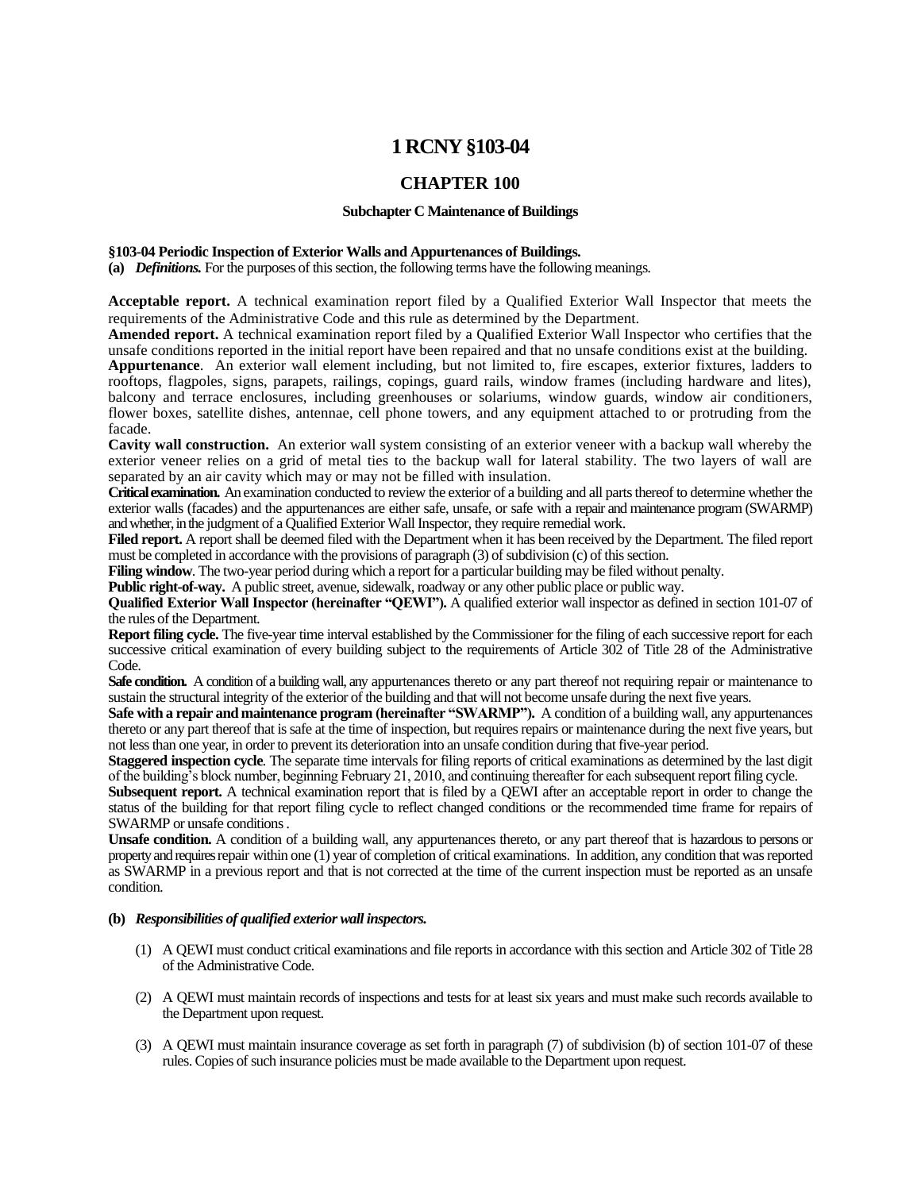# 1 RCNY §103-04

## CHAPTER 100

### Subchapter C Maintenance of Buildings

**§103-04 Periodic Inspection of Exterior Walls and Appurtenances of Buildings.**

**(a)** ***Definitions.*** For the purposes of this section, the following terms have the following meanings.

**Acceptable report.** A technical examination report filed by a Qualified Exterior Wall Inspector that meets the requirements of the Administrative Code and this rule as determined by the Department.

**Amended report.** A technical examination report filed by a Qualified Exterior Wall Inspector who certifies that the unsafe conditions reported in the initial report have been repaired and that no unsafe conditions exist at the building.

**Appurtenance**. An exterior wall element including, but not limited to, fire escapes, exterior fixtures, ladders to rooftops, flagpoles, signs, parapets, railings, copings, guard rails, window frames (including hardware and lites), balcony and terrace enclosures, including greenhouses or solariums, window guards, window air conditioners, flower boxes, satellite dishes, antennae, cell phone towers, and any equipment attached to or protruding from the facade.

**Cavity wall construction.** An exterior wall system consisting of an exterior veneer with a backup wall whereby the exterior veneer relies on a grid of metal ties to the backup wall for lateral stability. The two layers of wall are separated by an air cavity which may or may not be filled with insulation.

**Critical examination.** An examination conducted to review the exterior of a building and all parts thereof to determine whether the exterior walls (facades) and the appurtenances are either safe, unsafe, or safe with a repair and maintenance program (SWARMP) and whether, in the judgment of a Qualified Exterior Wall Inspector, they require remedial work.

**Filed report.** A report shall be deemed filed with the Department when it has been received by the Department. The filed report must be completed in accordance with the provisions of paragraph (3) of subdivision (c) of this section.

**Filing window**. The two-year period during which a report for a particular building may be filed without penalty.

**Public right-of-way.** A public street, avenue, sidewalk, roadway or any other public place or public way.

**Qualified Exterior Wall Inspector (hereinafter "QEWI").** A qualified exterior wall inspector as defined in section 101-07 of the rules of the Department.

**Report filing cycle.** The five-year time interval established by the Commissioner for the filing of each successive report for each successive critical examination of every building subject to the requirements of Article 302 of Title 28 of the Administrative Code.

**Safe condition.** A condition of a building wall, any appurtenances thereto or any part thereof not requiring repair or maintenance to sustain the structural integrity of the exterior of the building and that will not become unsafe during the next five years.

**Safe with a repair and maintenance program (hereinafter "SWARMP").** A condition of a building wall, any appurtenances thereto or any part thereof that is safe at the time of inspection, but requires repairs or maintenance during the next five years, but not less than one year, in order to prevent its deterioration into an unsafe condition during that five-year period.

**Staggered inspection cycle**. The separate time intervals for filing reports of critical examinations as determined by the last digit of the building's block number, beginning February 21, 2010, and continuing thereafter for each subsequent report filing cycle.

**Subsequent report.** A technical examination report that is filed by a QEWI after an acceptable report in order to change the status of the building for that report filing cycle to reflect changed conditions or the recommended time frame for repairs of SWARMP or unsafe conditions .

**Unsafe condition.** A condition of a building wall, any appurtenances thereto, or any part thereof that is hazardous to persons or property and requires repair within one (1) year of completion of critical examinations. In addition, any condition that was reported as SWARMP in a previous report and that is not corrected at the time of the current inspection must be reported as an unsafe condition.

**(b)** ***Responsibilities of qualified exterior wall inspectors.***

(1) A QEWI must conduct critical examinations and file reports in accordance with this section and Article 302 of Title 28 of the Administrative Code.

(2) A QEWI must maintain records of inspections and tests for at least six years and must make such records available to the Department upon request.

(3) A QEWI must maintain insurance coverage as set forth in paragraph (7) of subdivision (b) of section 101-07 of these rules. Copies of such insurance policies must be made available to the Department upon request.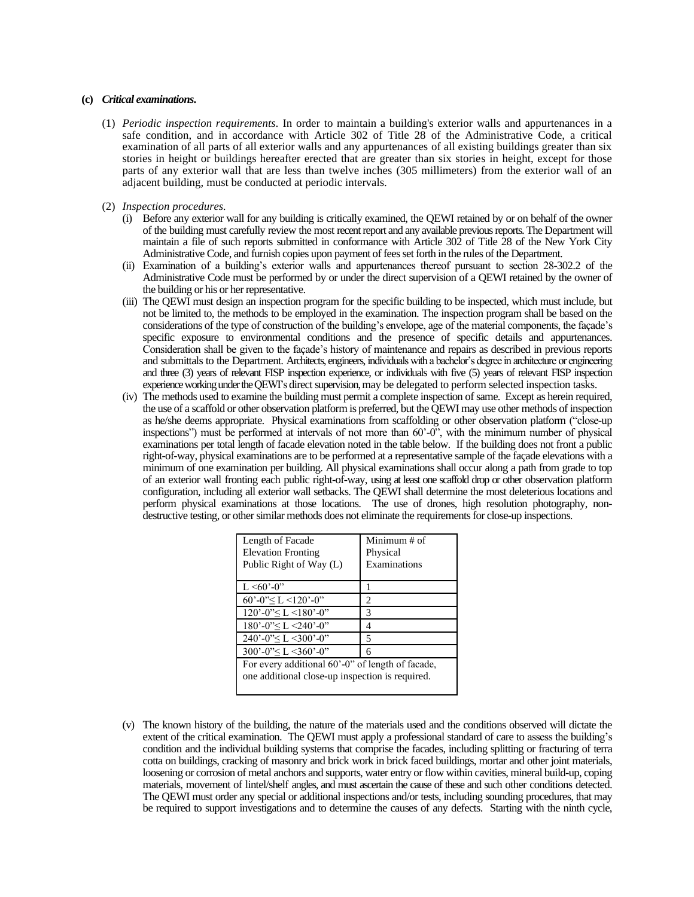**(c)** ***Critical examinations.***

(1) *Periodic inspection requirements*. In order to maintain a building's exterior walls and appurtenances in a safe condition, and in accordance with Article 302 of Title 28 of the Administrative Code, a critical examination of all parts of all exterior walls and any appurtenances of all existing buildings greater than six stories in height or buildings hereafter erected that are greater than six stories in height, except for those parts of any exterior wall that are less than twelve inches (305 millimeters) from the exterior wall of an adjacent building, must be conducted at periodic intervals.

(2) *Inspection procedures*.

(i) Before any exterior wall for any building is critically examined, the QEWI retained by or on behalf of the owner of the building must carefully review the most recent report and any available previous reports. The Department will maintain a file of such reports submitted in conformance with Article 302 of Title 28 of the New York City Administrative Code, and furnish copies upon payment of fees set forth in the rules of the Department.

(ii) Examination of a building's exterior walls and appurtenances thereof pursuant to section 28-302.2 of the Administrative Code must be performed by or under the direct supervision of a QEWI retained by the owner of the building or his or her representative.

(iii) The QEWI must design an inspection program for the specific building to be inspected, which must include, but not be limited to, the methods to be employed in the examination. The inspection program shall be based on the considerations of the type of construction of the building's envelope, age of the material components, the façade's specific exposure to environmental conditions and the presence of specific details and appurtenances. Consideration shall be given to the façade's history of maintenance and repairs as described in previous reports and submittals to the Department. Architects, engineers, individuals with a bachelor's degree in architecture or engineering and three (3) years of relevant FISP inspection experience, or individuals with five (5) years of relevant FISP inspection experience working under the QEWI's direct supervision, may be delegated to perform selected inspection tasks.

(iv) The methods used to examine the building must permit a complete inspection of same. Except as herein required, the use of a scaffold or other observation platform is preferred, but the QEWI may use other methods of inspection as he/she deems appropriate. Physical examinations from scaffolding or other observation platform ("close-up inspections") must be performed at intervals of not more than 60'-0", with the minimum number of physical examinations per total length of facade elevation noted in the table below. If the building does not front a public right-of-way, physical examinations are to be performed at a representative sample of the façade elevations with a minimum of one examination per building. All physical examinations shall occur along a path from grade to top of an exterior wall fronting each public right-of-way, using at least one scaffold drop or other observation platform configuration, including all exterior wall setbacks. The QEWI shall determine the most deleterious locations and perform physical examinations at those locations. The use of drones, high resolution photography, non-destructive testing, or other similar methods does not eliminate the requirements for close-up inspections.

| Length of Facade Elevation Fronting Public Right of Way (L) | Minimum # of Physical Examinations |
|---|---|
| L <60'-0" | 1 |
| 60'-0"≤ L <120'-0" | 2 |
| 120'-0"≤ L <180'-0" | 3 |
| 180'-0"≤ L <240'-0" | 4 |
| 240'-0"≤ L <300'-0" | 5 |
| 300'-0"≤ L <360'-0" | 6 |
| For every additional 60'-0" of length of facade, one additional close-up inspection is required. | |

(v) The known history of the building, the nature of the materials used and the conditions observed will dictate the extent of the critical examination. The QEWI must apply a professional standard of care to assess the building's condition and the individual building systems that comprise the facades, including splitting or fracturing of terra cotta on buildings, cracking of masonry and brick work in brick faced buildings, mortar and other joint materials, loosening or corrosion of metal anchors and supports, water entry or flow within cavities, mineral build-up, coping materials, movement of lintel/shelf angles, and must ascertain the cause of these and such other conditions detected. The QEWI must order any special or additional inspections and/or tests, including sounding procedures, that may be required to support investigations and to determine the causes of any defects. Starting with the ninth cycle,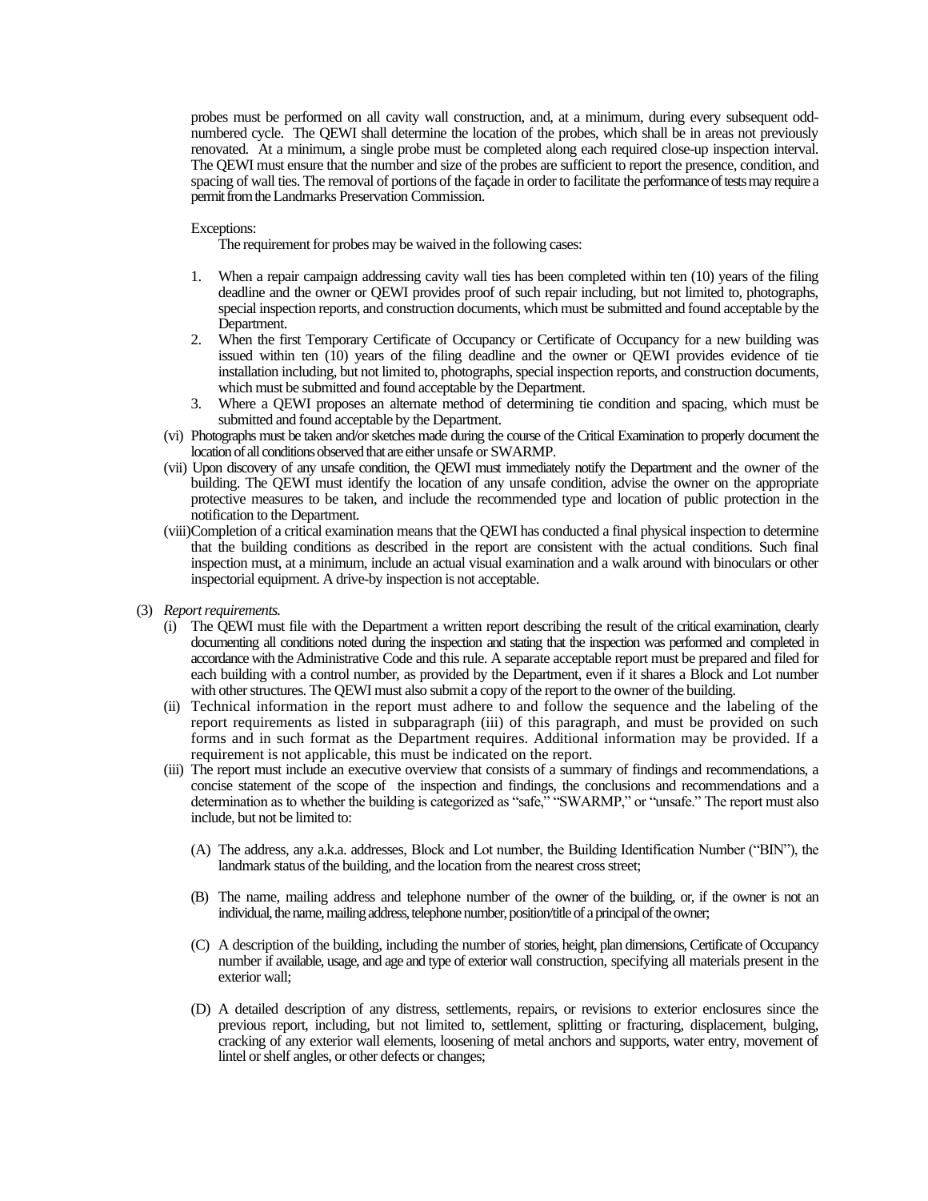probes must be performed on all cavity wall construction, and, at a minimum, during every subsequent odd-numbered cycle. The QEWI shall determine the location of the probes, which shall be in areas not previously renovated. At a minimum, a single probe must be completed along each required close-up inspection interval. The QEWI must ensure that the number and size of the probes are sufficient to report the presence, condition, and spacing of wall ties. The removal of portions of the façade in order to facilitate the performance of tests may require a permit from the Landmarks Preservation Commission.

Exceptions:

The requirement for probes may be waived in the following cases:

1. When a repair campaign addressing cavity wall ties has been completed within ten (10) years of the filing deadline and the owner or QEWI provides proof of such repair including, but not limited to, photographs, special inspection reports, and construction documents, which must be submitted and found acceptable by the Department.
2. When the first Temporary Certificate of Occupancy or Certificate of Occupancy for a new building was issued within ten (10) years of the filing deadline and the owner or QEWI provides evidence of tie installation including, but not limited to, photographs, special inspection reports, and construction documents, which must be submitted and found acceptable by the Department.
3. Where a QEWI proposes an alternate method of determining tie condition and spacing, which must be submitted and found acceptable by the Department.

(vi) Photographs must be taken and/or sketches made during the course of the Critical Examination to properly document the location of all conditions observed that are either unsafe or SWARMP.

(vii) Upon discovery of any unsafe condition, the QEWI must immediately notify the Department and the owner of the building. The QEWI must identify the location of any unsafe condition, advise the owner on the appropriate protective measures to be taken, and include the recommended type and location of public protection in the notification to the Department.

(viii) Completion of a critical examination means that the QEWI has conducted a final physical inspection to determine that the building conditions as described in the report are consistent with the actual conditions. Such final inspection must, at a minimum, include an actual visual examination and a walk around with binoculars or other inspectorial equipment. A drive-by inspection is not acceptable.

(3) *Report requirements.*

(i) The QEWI must file with the Department a written report describing the result of the critical examination, clearly documenting all conditions noted during the inspection and stating that the inspection was performed and completed in accordance with the Administrative Code and this rule. A separate acceptable report must be prepared and filed for each building with a control number, as provided by the Department, even if it shares a Block and Lot number with other structures. The QEWI must also submit a copy of the report to the owner of the building.

(ii) Technical information in the report must adhere to and follow the sequence and the labeling of the report requirements as listed in subparagraph (iii) of this paragraph, and must be provided on such forms and in such format as the Department requires. Additional information may be provided. If a requirement is not applicable, this must be indicated on the report.

(iii) The report must include an executive overview that consists of a summary of findings and recommendations, a concise statement of the scope of the inspection and findings, the conclusions and recommendations and a determination as to whether the building is categorized as "safe," "SWARMP," or "unsafe." The report must also include, but not be limited to:

(A) The address, any a.k.a. addresses, Block and Lot number, the Building Identification Number ("BIN"), the landmark status of the building, and the location from the nearest cross street;

(B) The name, mailing address and telephone number of the owner of the building, or, if the owner is not an individual, the name, mailing address, telephone number, position/title of a principal of the owner;

(C) A description of the building, including the number of stories, height, plan dimensions, Certificate of Occupancy number if available, usage, and age and type of exterior wall construction, specifying all materials present in the exterior wall;

(D) A detailed description of any distress, settlements, repairs, or revisions to exterior enclosures since the previous report, including, but not limited to, settlement, splitting or fracturing, displacement, bulging, cracking of any exterior wall elements, loosening of metal anchors and supports, water entry, movement of lintel or shelf angles, or other defects or changes;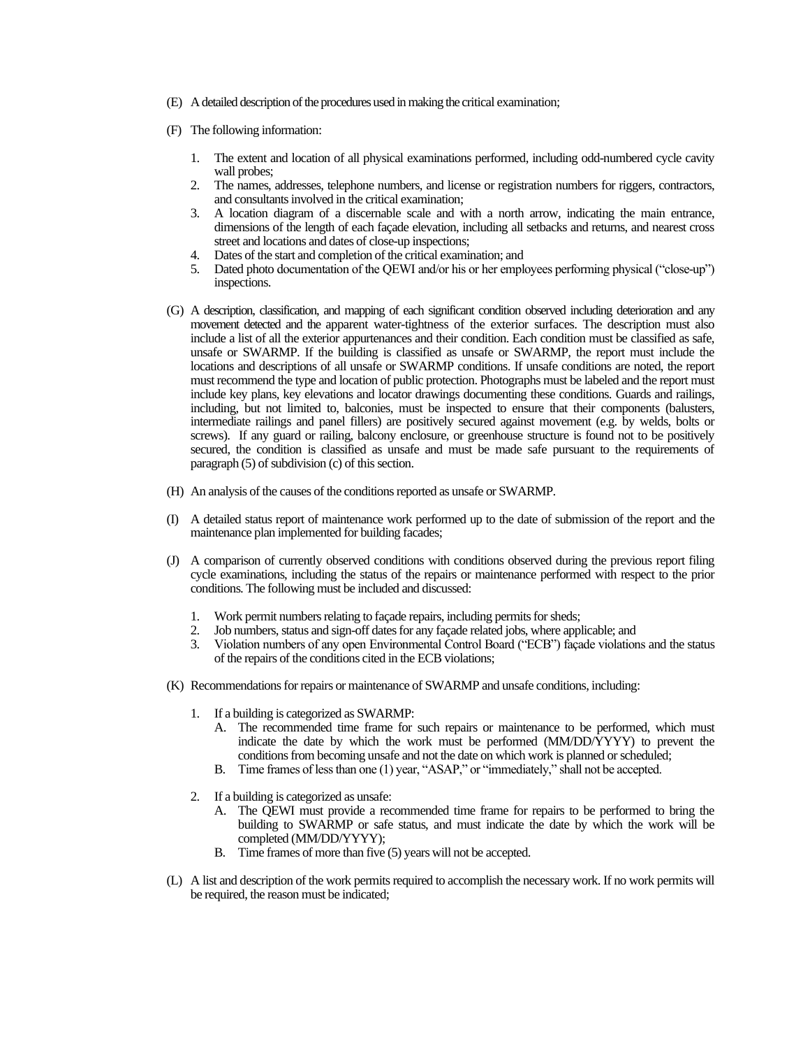(E) A detailed description of the procedures used in making the critical examination;

(F) The following information:

1. The extent and location of all physical examinations performed, including odd-numbered cycle cavity wall probes;
2. The names, addresses, telephone numbers, and license or registration numbers for riggers, contractors, and consultants involved in the critical examination;
3. A location diagram of a discernable scale and with a north arrow, indicating the main entrance, dimensions of the length of each façade elevation, including all setbacks and returns, and nearest cross street and locations and dates of close-up inspections;
4. Dates of the start and completion of the critical examination; and
5. Dated photo documentation of the QEWI and/or his or her employees performing physical ("close-up") inspections.

(G) A description, classification, and mapping of each significant condition observed including deterioration and any movement detected and the apparent water-tightness of the exterior surfaces. The description must also include a list of all the exterior appurtenances and their condition. Each condition must be classified as safe, unsafe or SWARMP. If the building is classified as unsafe or SWARMP, the report must include the locations and descriptions of all unsafe or SWARMP conditions. If unsafe conditions are noted, the report must recommend the type and location of public protection. Photographs must be labeled and the report must include key plans, key elevations and locator drawings documenting these conditions. Guards and railings, including, but not limited to, balconies, must be inspected to ensure that their components (balusters, intermediate railings and panel fillers) are positively secured against movement (e.g. by welds, bolts or screws). If any guard or railing, balcony enclosure, or greenhouse structure is found not to be positively secured, the condition is classified as unsafe and must be made safe pursuant to the requirements of paragraph (5) of subdivision (c) of this section.

(H) An analysis of the causes of the conditions reported as unsafe or SWARMP.

(I) A detailed status report of maintenance work performed up to the date of submission of the report and the maintenance plan implemented for building facades;

(J) A comparison of currently observed conditions with conditions observed during the previous report filing cycle examinations, including the status of the repairs or maintenance performed with respect to the prior conditions. The following must be included and discussed:

1. Work permit numbers relating to façade repairs, including permits for sheds;
2. Job numbers, status and sign-off dates for any façade related jobs, where applicable; and
3. Violation numbers of any open Environmental Control Board ("ECB") façade violations and the status of the repairs of the conditions cited in the ECB violations;

(K) Recommendations for repairs or maintenance of SWARMP and unsafe conditions, including:

1. If a building is categorized as SWARMP:
   A. The recommended time frame for such repairs or maintenance to be performed, which must indicate the date by which the work must be performed (MM/DD/YYYY) to prevent the conditions from becoming unsafe and not the date on which work is planned or scheduled;
   B. Time frames of less than one (1) year, "ASAP," or "immediately," shall not be accepted.

2. If a building is categorized as unsafe:
   A. The QEWI must provide a recommended time frame for repairs to be performed to bring the building to SWARMP or safe status, and must indicate the date by which the work will be completed (MM/DD/YYYY);
   B. Time frames of more than five (5) years will not be accepted.

(L) A list and description of the work permits required to accomplish the necessary work. If no work permits will be required, the reason must be indicated;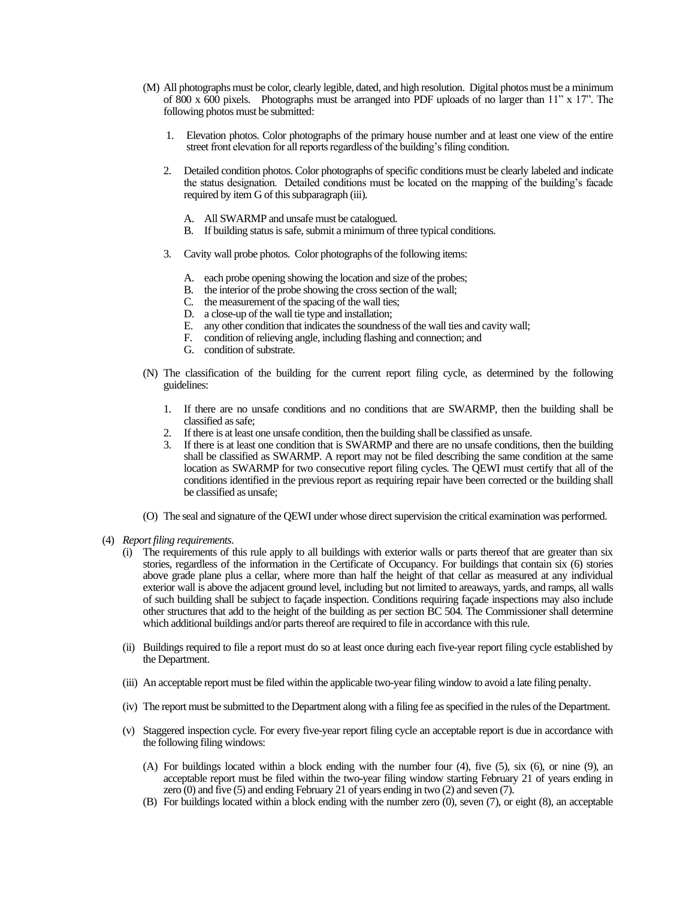(M) All photographs must be color, clearly legible, dated, and high resolution. Digital photos must be a minimum of 800 x 600 pixels. Photographs must be arranged into PDF uploads of no larger than 11" x 17". The following photos must be submitted:

1. Elevation photos. Color photographs of the primary house number and at least one view of the entire street front elevation for all reports regardless of the building's filing condition.

2. Detailed condition photos. Color photographs of specific conditions must be clearly labeled and indicate the status designation. Detailed conditions must be located on the mapping of the building's facade required by item G of this subparagraph (iii).

   A. All SWARMP and unsafe must be catalogued.
   B. If building status is safe, submit a minimum of three typical conditions.

3. Cavity wall probe photos. Color photographs of the following items:

   A. each probe opening showing the location and size of the probes;
   B. the interior of the probe showing the cross section of the wall;
   C. the measurement of the spacing of the wall ties;
   D. a close-up of the wall tie type and installation;
   E. any other condition that indicates the soundness of the wall ties and cavity wall;
   F. condition of relieving angle, including flashing and connection; and
   G. condition of substrate.

(N) The classification of the building for the current report filing cycle, as determined by the following guidelines:

1. If there are no unsafe conditions and no conditions that are SWARMP, then the building shall be classified as safe;
2. If there is at least one unsafe condition, then the building shall be classified as unsafe.
3. If there is at least one condition that is SWARMP and there are no unsafe conditions, then the building shall be classified as SWARMP. A report may not be filed describing the same condition at the same location as SWARMP for two consecutive report filing cycles. The QEWI must certify that all of the conditions identified in the previous report as requiring repair have been corrected or the building shall be classified as unsafe;

(O) The seal and signature of the QEWI under whose direct supervision the critical examination was performed.

(4) *Report filing requirements.*

(i) The requirements of this rule apply to all buildings with exterior walls or parts thereof that are greater than six stories, regardless of the information in the Certificate of Occupancy. For buildings that contain six (6) stories above grade plane plus a cellar, where more than half the height of that cellar as measured at any individual exterior wall is above the adjacent ground level, including but not limited to areaways, yards, and ramps, all walls of such building shall be subject to façade inspection. Conditions requiring façade inspections may also include other structures that add to the height of the building as per section BC 504. The Commissioner shall determine which additional buildings and/or parts thereof are required to file in accordance with this rule.

(ii) Buildings required to file a report must do so at least once during each five-year report filing cycle established by the Department.

(iii) An acceptable report must be filed within the applicable two-year filing window to avoid a late filing penalty.

(iv) The report must be submitted to the Department along with a filing fee as specified in the rules of the Department.

(v) Staggered inspection cycle. For every five-year report filing cycle an acceptable report is due in accordance with the following filing windows:

(A) For buildings located within a block ending with the number four (4), five (5), six (6), or nine (9), an acceptable report must be filed within the two-year filing window starting February 21 of years ending in zero (0) and five (5) and ending February 21 of years ending in two (2) and seven (7).

(B) For buildings located within a block ending with the number zero (0), seven (7), or eight (8), an acceptable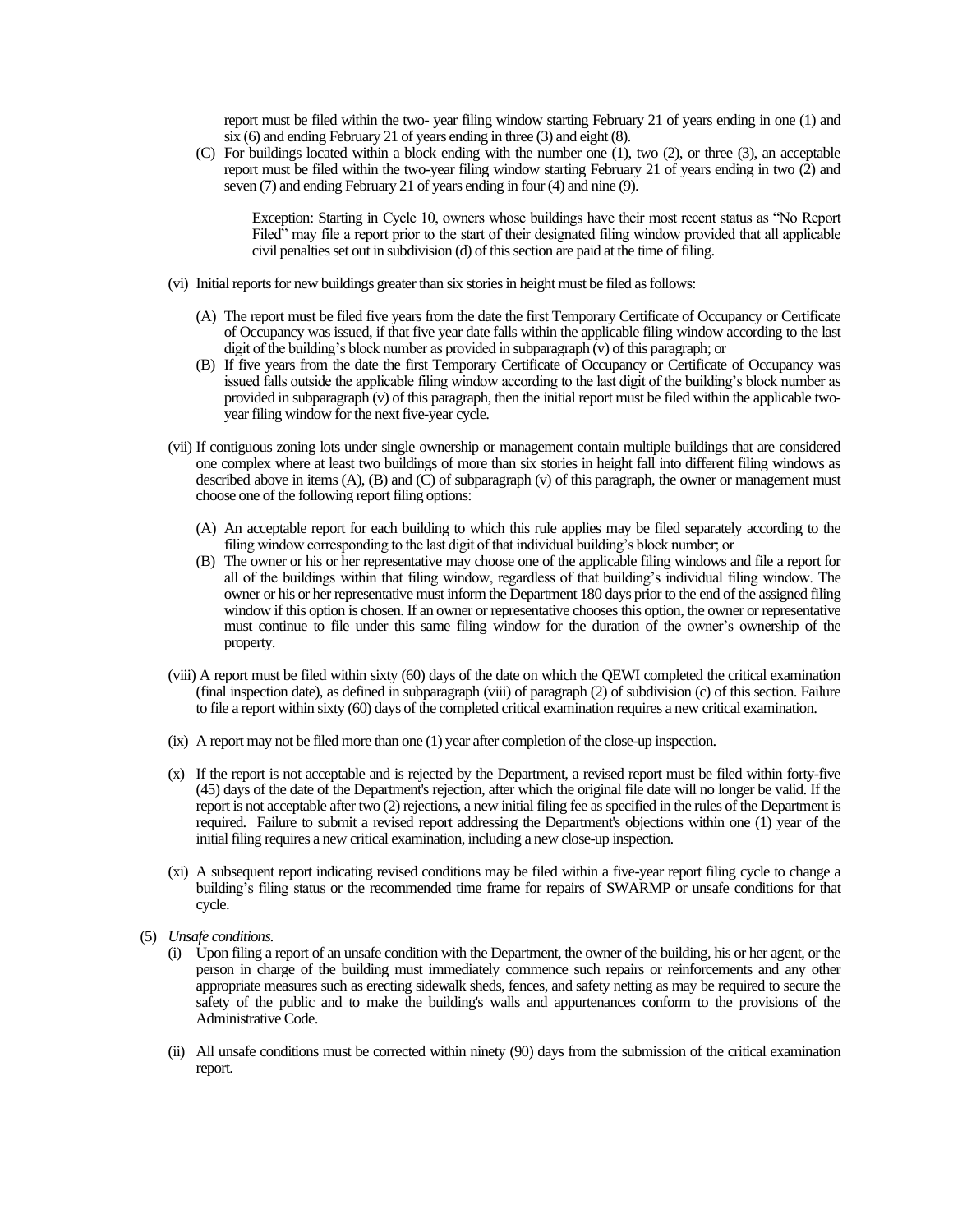report must be filed within the two- year filing window starting February 21 of years ending in one (1) and six (6) and ending February 21 of years ending in three (3) and eight (8).

(C) For buildings located within a block ending with the number one (1), two (2), or three (3), an acceptable report must be filed within the two-year filing window starting February 21 of years ending in two (2) and seven (7) and ending February 21 of years ending in four (4) and nine (9).

Exception: Starting in Cycle 10, owners whose buildings have their most recent status as "No Report Filed" may file a report prior to the start of their designated filing window provided that all applicable civil penalties set out in subdivision (d) of this section are paid at the time of filing.

(vi) Initial reports for new buildings greater than six stories in height must be filed as follows:

(A) The report must be filed five years from the date the first Temporary Certificate of Occupancy or Certificate of Occupancy was issued, if that five year date falls within the applicable filing window according to the last digit of the building's block number as provided in subparagraph (v) of this paragraph; or

(B) If five years from the date the first Temporary Certificate of Occupancy or Certificate of Occupancy was issued falls outside the applicable filing window according to the last digit of the building's block number as provided in subparagraph (v) of this paragraph, then the initial report must be filed within the applicable two-year filing window for the next five-year cycle.

(vii) If contiguous zoning lots under single ownership or management contain multiple buildings that are considered one complex where at least two buildings of more than six stories in height fall into different filing windows as described above in items (A), (B) and (C) of subparagraph (v) of this paragraph, the owner or management must choose one of the following report filing options:

(A) An acceptable report for each building to which this rule applies may be filed separately according to the filing window corresponding to the last digit of that individual building's block number; or

(B) The owner or his or her representative may choose one of the applicable filing windows and file a report for all of the buildings within that filing window, regardless of that building's individual filing window. The owner or his or her representative must inform the Department 180 days prior to the end of the assigned filing window if this option is chosen. If an owner or representative chooses this option, the owner or representative must continue to file under this same filing window for the duration of the owner's ownership of the property.

(viii) A report must be filed within sixty (60) days of the date on which the QEWI completed the critical examination (final inspection date), as defined in subparagraph (viii) of paragraph (2) of subdivision (c) of this section. Failure to file a report within sixty (60) days of the completed critical examination requires a new critical examination.

(ix) A report may not be filed more than one (1) year after completion of the close-up inspection.

(x) If the report is not acceptable and is rejected by the Department, a revised report must be filed within forty-five (45) days of the date of the Department's rejection, after which the original file date will no longer be valid. If the report is not acceptable after two (2) rejections, a new initial filing fee as specified in the rules of the Department is required. Failure to submit a revised report addressing the Department's objections within one (1) year of the initial filing requires a new critical examination, including a new close-up inspection.

(xi) A subsequent report indicating revised conditions may be filed within a five-year report filing cycle to change a building's filing status or the recommended time frame for repairs of SWARMP or unsafe conditions for that cycle.

(5) *Unsafe conditions.*

(i) Upon filing a report of an unsafe condition with the Department, the owner of the building, his or her agent, or the person in charge of the building must immediately commence such repairs or reinforcements and any other appropriate measures such as erecting sidewalk sheds, fences, and safety netting as may be required to secure the safety of the public and to make the building's walls and appurtenances conform to the provisions of the Administrative Code.

(ii) All unsafe conditions must be corrected within ninety (90) days from the submission of the critical examination report.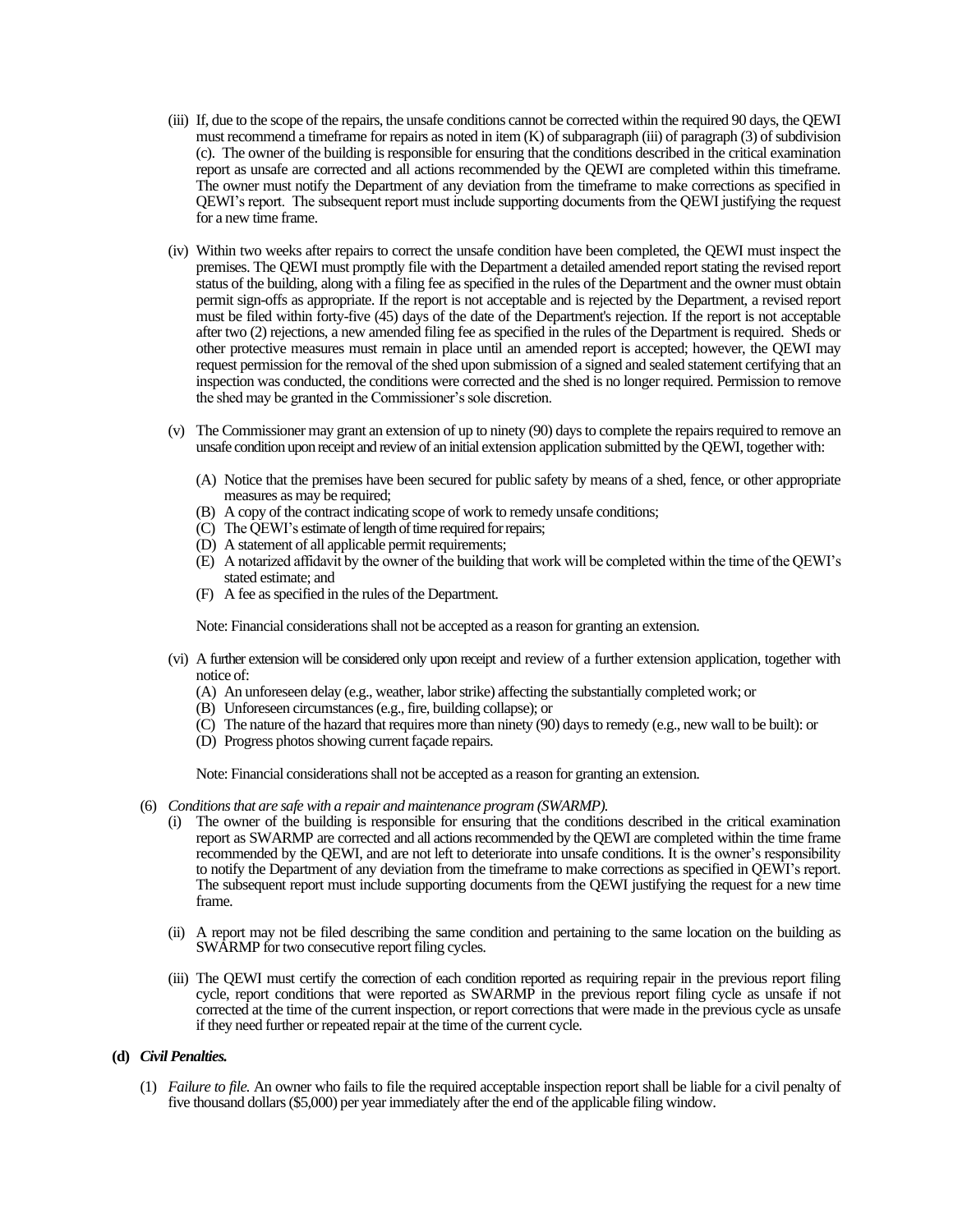(iii) If, due to the scope of the repairs, the unsafe conditions cannot be corrected within the required 90 days, the QEWI must recommend a timeframe for repairs as noted in item (K) of subparagraph (iii) of paragraph (3) of subdivision (c). The owner of the building is responsible for ensuring that the conditions described in the critical examination report as unsafe are corrected and all actions recommended by the QEWI are completed within this timeframe. The owner must notify the Department of any deviation from the timeframe to make corrections as specified in QEWI's report. The subsequent report must include supporting documents from the QEWI justifying the request for a new time frame.

(iv) Within two weeks after repairs to correct the unsafe condition have been completed, the QEWI must inspect the premises. The QEWI must promptly file with the Department a detailed amended report stating the revised report status of the building, along with a filing fee as specified in the rules of the Department and the owner must obtain permit sign-offs as appropriate. If the report is not acceptable and is rejected by the Department, a revised report must be filed within forty-five (45) days of the date of the Department's rejection. If the report is not acceptable after two (2) rejections, a new amended filing fee as specified in the rules of the Department is required. Sheds or other protective measures must remain in place until an amended report is accepted; however, the QEWI may request permission for the removal of the shed upon submission of a signed and sealed statement certifying that an inspection was conducted, the conditions were corrected and the shed is no longer required. Permission to remove the shed may be granted in the Commissioner's sole discretion.

(v) The Commissioner may grant an extension of up to ninety (90) days to complete the repairs required to remove an unsafe condition upon receipt and review of an initial extension application submitted by the QEWI, together with:

(A) Notice that the premises have been secured for public safety by means of a shed, fence, or other appropriate measures as may be required;
(B) A copy of the contract indicating scope of work to remedy unsafe conditions;
(C) The QEWI's estimate of length of time required for repairs;
(D) A statement of all applicable permit requirements;
(E) A notarized affidavit by the owner of the building that work will be completed within the time of the QEWI's stated estimate; and
(F) A fee as specified in the rules of the Department.

Note: Financial considerations shall not be accepted as a reason for granting an extension.

(vi) A further extension will be considered only upon receipt and review of a further extension application, together with notice of:
(A) An unforeseen delay (e.g., weather, labor strike) affecting the substantially completed work; or
(B) Unforeseen circumstances (e.g., fire, building collapse); or
(C) The nature of the hazard that requires more than ninety (90) days to remedy (e.g., new wall to be built): or
(D) Progress photos showing current façade repairs.

Note: Financial considerations shall not be accepted as a reason for granting an extension.

(6) *Conditions that are safe with a repair and maintenance program (SWARMP).*
(i) The owner of the building is responsible for ensuring that the conditions described in the critical examination report as SWARMP are corrected and all actions recommended by the QEWI are completed within the time frame recommended by the QEWI, and are not left to deteriorate into unsafe conditions. It is the owner's responsibility to notify the Department of any deviation from the timeframe to make corrections as specified in QEWI's report. The subsequent report must include supporting documents from the QEWI justifying the request for a new time frame.

(ii) A report may not be filed describing the same condition and pertaining to the same location on the building as SWARMP for two consecutive report filing cycles.

(iii) The QEWI must certify the correction of each condition reported as requiring repair in the previous report filing cycle, report conditions that were reported as SWARMP in the previous report filing cycle as unsafe if not corrected at the time of the current inspection, or report corrections that were made in the previous cycle as unsafe if they need further or repeated repair at the time of the current cycle.

**(d) *Civil Penalties.***

(1) *Failure to file.* An owner who fails to file the required acceptable inspection report shall be liable for a civil penalty of five thousand dollars ($5,000) per year immediately after the end of the applicable filing window.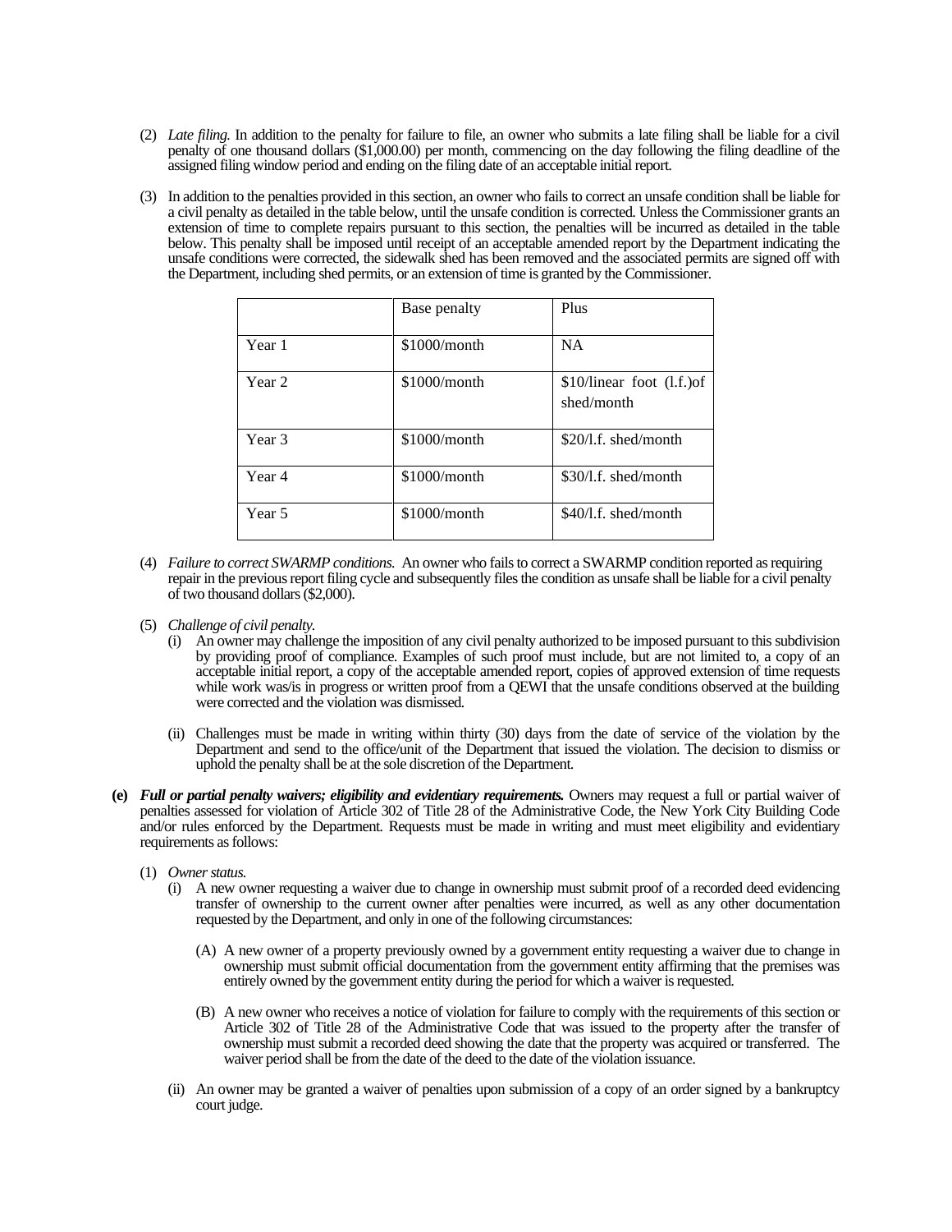(2) *Late filing.* In addition to the penalty for failure to file, an owner who submits a late filing shall be liable for a civil penalty of one thousand dollars ($1,000.00) per month, commencing on the day following the filing deadline of the assigned filing window period and ending on the filing date of an acceptable initial report.

(3) In addition to the penalties provided in this section, an owner who fails to correct an unsafe condition shall be liable for a civil penalty as detailed in the table below, until the unsafe condition is corrected. Unless the Commissioner grants an extension of time to complete repairs pursuant to this section, the penalties will be incurred as detailed in the table below. This penalty shall be imposed until receipt of an acceptable amended report by the Department indicating the unsafe conditions were corrected, the sidewalk shed has been removed and the associated permits are signed off with the Department, including shed permits, or an extension of time is granted by the Commissioner.

| | Base penalty | Plus |
|---|---|---|
| Year 1 | $1000/month | NA |
| Year 2 | $1000/month | $10/linear foot (l.f.)of shed/month |
| Year 3 | $1000/month | $20/l.f. shed/month |
| Year 4 | $1000/month | $30/l.f. shed/month |
| Year 5 | $1000/month | $40/l.f. shed/month |

(4) *Failure to correct SWARMP conditions.* An owner who fails to correct a SWARMP condition reported as requiring repair in the previous report filing cycle and subsequently files the condition as unsafe shall be liable for a civil penalty of two thousand dollars ($2,000).

(5) *Challenge of civil penalty.*

(i) An owner may challenge the imposition of any civil penalty authorized to be imposed pursuant to this subdivision by providing proof of compliance. Examples of such proof must include, but are not limited to, a copy of an acceptable initial report, a copy of the acceptable amended report, copies of approved extension of time requests while work was/is in progress or written proof from a QEWI that the unsafe conditions observed at the building were corrected and the violation was dismissed.

(ii) Challenges must be made in writing within thirty (30) days from the date of service of the violation by the Department and send to the office/unit of the Department that issued the violation. The decision to dismiss or uphold the penalty shall be at the sole discretion of the Department.

**(e)** ***Full or partial penalty waivers; eligibility and evidentiary requirements.*** Owners may request a full or partial waiver of penalties assessed for violation of Article 302 of Title 28 of the Administrative Code, the New York City Building Code and/or rules enforced by the Department. Requests must be made in writing and must meet eligibility and evidentiary requirements as follows:

(1) *Owner status.*

(i) A new owner requesting a waiver due to change in ownership must submit proof of a recorded deed evidencing transfer of ownership to the current owner after penalties were incurred, as well as any other documentation requested by the Department, and only in one of the following circumstances:

(A) A new owner of a property previously owned by a government entity requesting a waiver due to change in ownership must submit official documentation from the government entity affirming that the premises was entirely owned by the government entity during the period for which a waiver is requested.

(B) A new owner who receives a notice of violation for failure to comply with the requirements of this section or Article 302 of Title 28 of the Administrative Code that was issued to the property after the transfer of ownership must submit a recorded deed showing the date that the property was acquired or transferred. The waiver period shall be from the date of the deed to the date of the violation issuance.

(ii) An owner may be granted a waiver of penalties upon submission of a copy of an order signed by a bankruptcy court judge.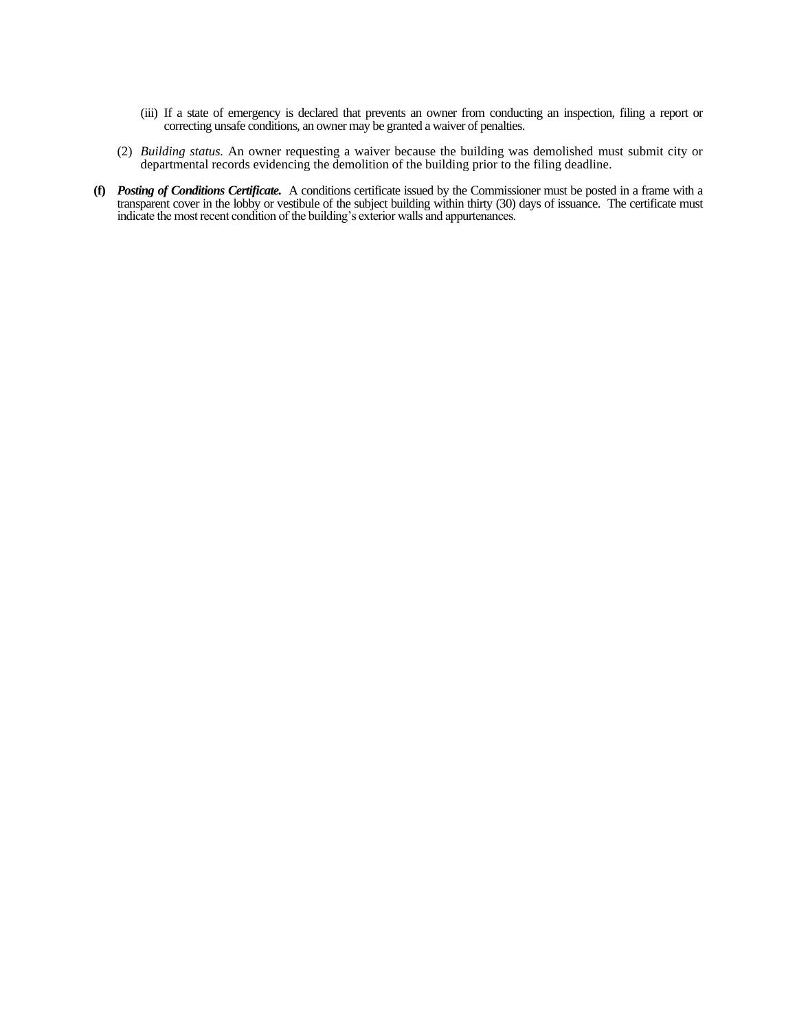(iii) If a state of emergency is declared that prevents an owner from conducting an inspection, filing a report or correcting unsafe conditions, an owner may be granted a waiver of penalties.

(2) *Building status.* An owner requesting a waiver because the building was demolished must submit city or departmental records evidencing the demolition of the building prior to the filing deadline.

**(f)** ***Posting of Conditions Certificate.*** A conditions certificate issued by the Commissioner must be posted in a frame with a transparent cover in the lobby or vestibule of the subject building within thirty (30) days of issuance. The certificate must indicate the most recent condition of the building's exterior walls and appurtenances.